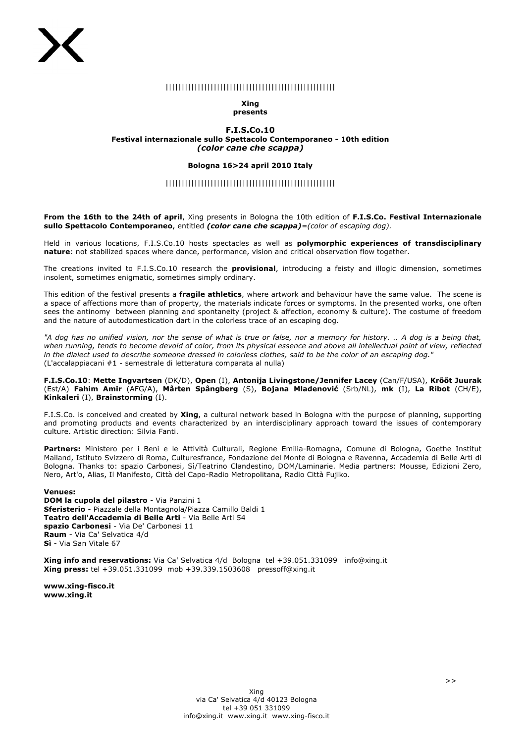||||||||||||||||||||||||||||||||||||||||||||||||||||||

**Xing**
**presents**

# F.I.S.Co.10

## Festival internazionale sullo Spettacolo Contemporaneo - 10th edition

***(color cane che scappa)***

**Bologna 16>24 april 2010 Italy**

||||||||||||||||||||||||||||||||||||||||||||||||||||||

**From the 16th to the 24th of april**, Xing presents in Bologna the 10th edition of **F.I.S.Co. Festival Internazionale sullo Spettacolo Contemporaneo**, entitled ***(color cane che scappa)****=(color of escaping dog).*

Held in various locations, F.I.S.Co.10 hosts spectacles as well as **polymorphic experiences of transdisciplinary nature**: not stabilized spaces where dance, performance, vision and critical observation flow together.

The creations invited to F.I.S.Co.10 research the **provisional**, introducing a feisty and illogic dimension, sometimes insolent, sometimes enigmatic, sometimes simply ordinary.

This edition of the festival presents a **fragile athletics**, where artwork and behaviour have the same value. The scene is a space of affections more than of property, the materials indicate forces or symptoms. In the presented works, one often sees the antinomy between planning and spontaneity (project & affection, economy & culture). The costume of freedom and the nature of autodomestication dart in the colorless trace of an escaping dog.

*"A dog has no unified vision, nor the sense of what is true or false, nor a memory for history. .. A dog is a being that, when running, tends to become devoid of color, from its physical essence and above all intellectual point of view, reflected in the dialect used to describe someone dressed in colorless clothes, said to be the color of an escaping dog."*
(L'accalappiacani #1 - semestrale di letteratura comparata al nulla)

**F.I.S.Co.10**: **Mette Ingvartsen** (DK/D), **Open** (I), **Antonija Livingstone/Jennifer Lacey** (Can/F/USA), **Krõõt Juurak** (Est/A) **Fahim Amir** (AFG/A), **Mårten Spångberg** (S), **Bojana Mladenović** (Srb/NL), **mk** (I), **La Ribot** (CH/E), **Kinkaleri** (I), **Brainstorming** (I).

F.I.S.Co. is conceived and created by **Xing**, a cultural network based in Bologna with the purpose of planning, supporting and promoting products and events characterized by an interdisciplinary approach toward the issues of contemporary culture. Artistic direction: Silvia Fanti.

**Partners:** Ministero per i Beni e le Attività Culturali, Regione Emilia-Romagna, Comune di Bologna, Goethe Institut Mailand, Istituto Svizzero di Roma, Culturesfrance, Fondazione del Monte di Bologna e Ravenna, Accademia di Belle Arti di Bologna. Thanks to: spazio Carbonesi, Sì/Teatrino Clandestino, DOM/Laminarie. Media partners: Mousse, Edizioni Zero, Nero, Art'o, Alias, Il Manifesto, Città del Capo-Radio Metropolitana, Radio Città Fujiko.

**Venues:**
**DOM la cupola del pilastro** - Via Panzini 1
**Sferisterio** - Piazzale della Montagnola/Piazza Camillo Baldi 1
**Teatro dell'Accademia di Belle Arti** - Via Belle Arti 54
**spazio Carbonesi** - Via De' Carbonesi 11
**Raum** - Via Ca' Selvatica 4/d
**Sì** - Via San Vitale 67

**Xing info and reservations:** Via Ca' Selvatica 4/d Bologna tel +39.051.331099 info@xing.it
**Xing press:** tel +39.051.331099 mob +39.339.1503608 pressoff@xing.it

**www.xing-fisco.it**
**www.xing.it**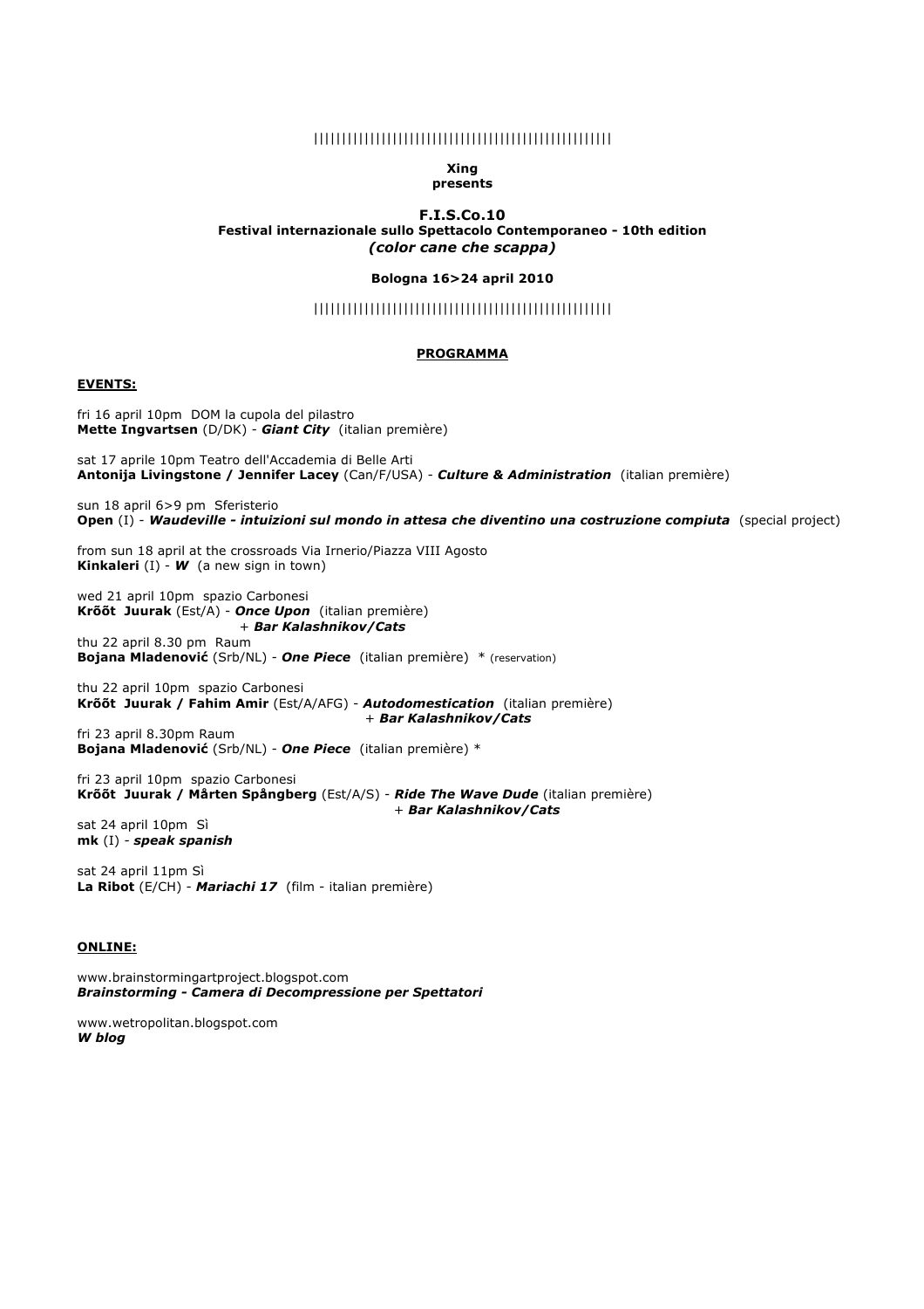||||||||||||||||||||||||||||||||||||||||||||||||||||||||||

**Xing**
**presents**

**F.I.S.Co.10**
**Festival internazionale sullo Spettacolo Contemporaneo - 10th edition**
***(color cane che scappa)***

**Bologna 16>24 april 2010**

||||||||||||||||||||||||||||||||||||||||||||||||||||||||||

## PROGRAMMA

### EVENTS:

fri 16 april 10pm DOM la cupola del pilastro
**Mette Ingvartsen** (D/DK) - ***Giant City*** (italian première)

sat 17 aprile 10pm Teatro dell'Accademia di Belle Arti
**Antonija Livingstone / Jennifer Lacey** (Can/F/USA) - ***Culture & Administration*** (italian première)

sun 18 april 6>9 pm Sferisterio
**Open** (I) - ***Waudeville - intuizioni sul mondo in attesa che diventino una costruzione compiuta*** (special project)

from sun 18 april at the crossroads Via Irnerio/Piazza VIII Agosto
**Kinkaleri** (I) - ***W*** (a new sign in town)

wed 21 april 10pm spazio Carbonesi
**Krõõt Juurak** (Est/A) - ***Once Upon*** (italian première)
+ ***Bar Kalashnikov/Cats***
thu 22 april 8.30 pm Raum
**Bojana Mladenović** (Srb/NL) - ***One Piece*** (italian première) * (reservation)

thu 22 april 10pm spazio Carbonesi
**Krõõt Juurak / Fahim Amir** (Est/A/AFG) - ***Autodomestication*** (italian première)
+ ***Bar Kalashnikov/Cats***
fri 23 april 8.30pm Raum
**Bojana Mladenović** (Srb/NL) - ***One Piece*** (italian première) *

fri 23 april 10pm spazio Carbonesi
**Krõõt Juurak / Mårten Spångberg** (Est/A/S) - ***Ride The Wave Dude*** (italian première)
+ ***Bar Kalashnikov/Cats***
sat 24 april 10pm Sì
**mk** (I) - ***speak spanish***

sat 24 april 11pm Sì
**La Ribot** (E/CH) - ***Mariachi 17*** (film - italian première)

### ONLINE:

www.brainstormingartproject.blogspot.com
***Brainstorming - Camera di Decompressione per Spettatori***

www.wetropolitan.blogspot.com
***W blog***